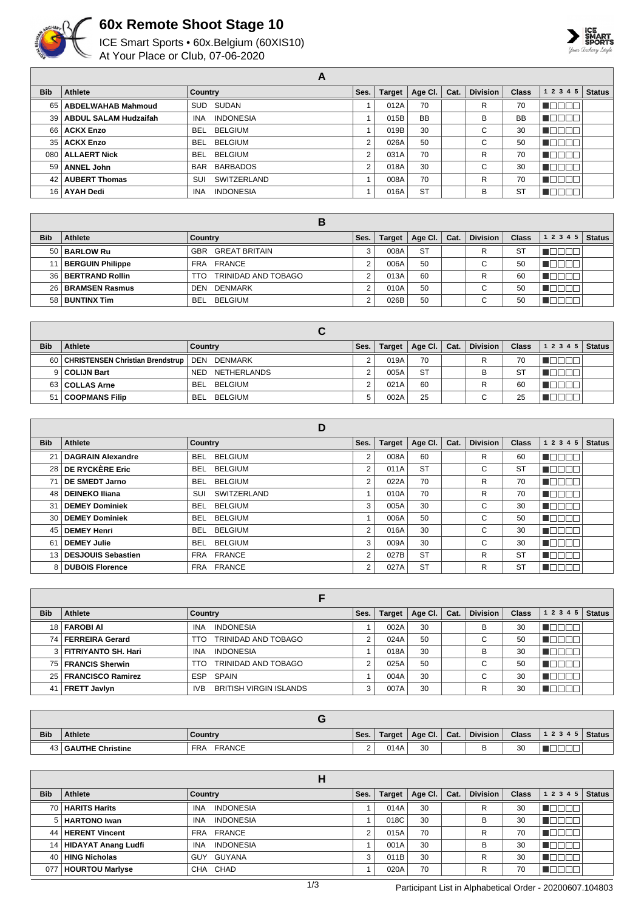# 60x Remote Shoot Stage 10

ICE Smart Sports • 60x.Belgium (60XIS10)
At Your Place or Club, 07-06-2020

## A

| Bib | Athlete | Country | Ses. | Target | Age Cl. | Cat. | Division | Class | 1 2 3 4 5 | Status |
|---|---|---|---|---|---|---|---|---|---|---|
| 65 | **ABDELWAHAB Mahmoud** | SUD SUDAN | 1 | 012A | 70 | | R | 70 | | |
| 39 | **ABDUL SALAM Hudzaifah** | INA INDONESIA | 1 | 015B | BB | | B | BB | | |
| 66 | **ACKX Enzo** | BEL BELGIUM | 1 | 019B | 30 | | C | 30 | | |
| 35 | **ACKX Enzo** | BEL BELGIUM | 2 | 026A | 50 | | C | 50 | | |
| 080 | **ALLAERT Nick** | BEL BELGIUM | 2 | 031A | 70 | | R | 70 | | |
| 59 | **ANNEL John** | BAR BARBADOS | 2 | 018A | 30 | | C | 30 | | |
| 42 | **AUBERT Thomas** | SUI SWITZERLAND | 1 | 008A | 70 | | R | 70 | | |
| 16 | **AYAH Dedi** | INA INDONESIA | 1 | 016A | ST | | B | ST | | |

## B

| Bib | Athlete | Country | Ses. | Target | Age Cl. | Cat. | Division | Class | 1 2 3 4 5 | Status |
|---|---|---|---|---|---|---|---|---|---|---|
| 50 | **BARLOW Ru** | GBR GREAT BRITAIN | 3 | 008A | ST | | R | ST | | |
| 11 | **BERGUIN Philippe** | FRA FRANCE | 2 | 006A | 50 | | C | 50 | | |
| 36 | **BERTRAND Rollin** | TTO TRINIDAD AND TOBAGO | 2 | 013A | 60 | | R | 60 | | |
| 26 | **BRAMSEN Rasmus** | DEN DENMARK | 2 | 010A | 50 | | C | 50 | | |
| 58 | **BUNTINX Tim** | BEL BELGIUM | 2 | 026B | 50 | | C | 50 | | |

## C

| Bib | Athlete | Country | Ses. | Target | Age Cl. | Cat. | Division | Class | 1 2 3 4 5 | Status |
|---|---|---|---|---|---|---|---|---|---|---|
| 60 | **CHRISTENSEN Christian Brendstrup** | DEN DENMARK | 2 | 019A | 70 | | R | 70 | | |
| 9 | **COLIJN Bart** | NED NETHERLANDS | 2 | 005A | ST | | B | ST | | |
| 63 | **COLLAS Arne** | BEL BELGIUM | 2 | 021A | 60 | | R | 60 | | |
| 51 | **COOPMANS Filip** | BEL BELGIUM | 5 | 002A | 25 | | C | 25 | | |

## D

| Bib | Athlete | Country | Ses. | Target | Age Cl. | Cat. | Division | Class | 1 2 3 4 5 | Status |
|---|---|---|---|---|---|---|---|---|---|---|
| 21 | **DAGRAIN Alexandre** | BEL BELGIUM | 2 | 008A | 60 | | R | 60 | | |
| 28 | **DE RYCKÈRE Eric** | BEL BELGIUM | 2 | 011A | ST | | C | ST | | |
| 71 | **DE SMEDT Jarno** | BEL BELGIUM | 2 | 022A | 70 | | R | 70 | | |
| 48 | **DEINEKO Iliana** | SUI SWITZERLAND | 1 | 010A | 70 | | R | 70 | | |
| 31 | **DEMEY Dominiek** | BEL BELGIUM | 3 | 005A | 30 | | C | 30 | | |
| 30 | **DEMEY Dominiek** | BEL BELGIUM | 1 | 006A | 50 | | C | 50 | | |
| 45 | **DEMEY Henri** | BEL BELGIUM | 2 | 016A | 30 | | C | 30 | | |
| 61 | **DEMEY Julie** | BEL BELGIUM | 3 | 009A | 30 | | C | 30 | | |
| 13 | **DESJOUIS Sebastien** | FRA FRANCE | 2 | 027B | ST | | R | ST | | |
| 8 | **DUBOIS Florence** | FRA FRANCE | 2 | 027A | ST | | R | ST | | |

## F

| Bib | Athlete | Country | Ses. | Target | Age Cl. | Cat. | Division | Class | 1 2 3 4 5 | Status |
|---|---|---|---|---|---|---|---|---|---|---|
| 18 | **FAROBI AI** | INA INDONESIA | 1 | 002A | 30 | | B | 30 | | |
| 74 | **FERREIRA Gerard** | TTO TRINIDAD AND TOBAGO | 2 | 024A | 50 | | C | 50 | | |
| 3 | **FITRIYANTO SH. Hari** | INA INDONESIA | 1 | 018A | 30 | | B | 30 | | |
| 75 | **FRANCIS Sherwin** | TTO TRINIDAD AND TOBAGO | 2 | 025A | 50 | | C | 50 | | |
| 25 | **FRANCISCO Ramirez** | ESP SPAIN | 1 | 004A | 30 | | C | 30 | | |
| 41 | **FRETT Javlyn** | IVB BRITISH VIRGIN ISLANDS | 3 | 007A | 30 | | R | 30 | | |

## G

| Bib | Athlete | Country | Ses. | Target | Age Cl. | Cat. | Division | Class | 1 2 3 4 5 | Status |
|---|---|---|---|---|---|---|---|---|---|---|
| 43 | **GAUTHE Christine** | FRA FRANCE | 2 | 014A | 30 | | B | 30 | | |

## H

| Bib | Athlete | Country | Ses. | Target | Age Cl. | Cat. | Division | Class | 1 2 3 4 5 | Status |
|---|---|---|---|---|---|---|---|---|---|---|
| 70 | **HARITS Harits** | INA INDONESIA | 1 | 014A | 30 | | R | 30 | | |
| 5 | **HARTONO Iwan** | INA INDONESIA | 1 | 018C | 30 | | B | 30 | | |
| 44 | **HERENT Vincent** | FRA FRANCE | 2 | 015A | 70 | | R | 70 | | |
| 14 | **HIDAYAT Anang Ludfi** | INA INDONESIA | 1 | 001A | 30 | | B | 30 | | |
| 40 | **HING Nicholas** | GUY GUYANA | 3 | 011B | 30 | | R | 30 | | |
| 077 | **HOURTOU Marlyse** | CHA CHAD | 1 | 020A | 70 | | R | 70 | | |

Participant List in Alphabetical Order - 20200607.104803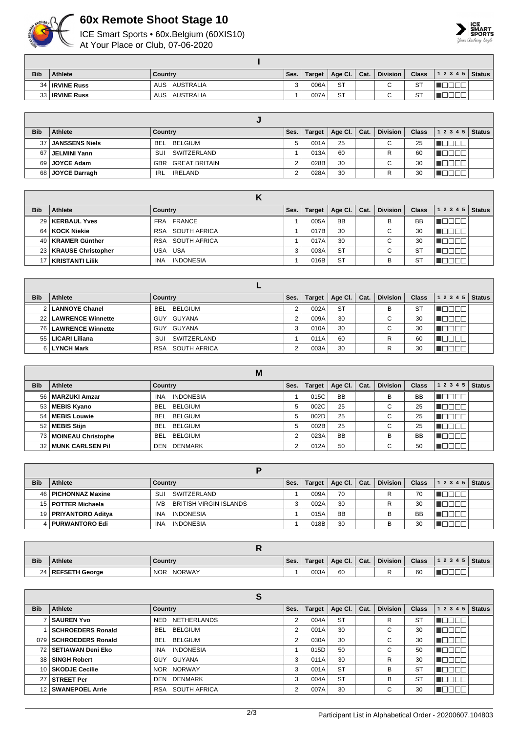# 60x Remote Shoot Stage 10

ICE Smart Sports • 60x.Belgium (60XIS10)
At Your Place or Club, 07-06-2020

| I | | | | | | | | | | |
|---|---|---|---|---|---|---|---|---|---|---|
| Bib | Athlete | Country | Ses. | Target | Age Cl. | Cat. | Division | Class | 1 2 3 4 5 | Status |
| 34 | IRVINE Russ | AUS AUSTRALIA | 3 | 006A | ST | | C | ST | | |
| 33 | IRVINE Russ | AUS AUSTRALIA | 1 | 007A | ST | | C | ST | | |

| J | | | | | | | | | | |
|---|---|---|---|---|---|---|---|---|---|---|
| Bib | Athlete | Country | Ses. | Target | Age Cl. | Cat. | Division | Class | 1 2 3 4 5 | Status |
| 37 | JANSSENS Niels | BEL BELGIUM | 5 | 001A | 25 | | C | 25 | | |
| 67 | JELMINI Yann | SUI SWITZERLAND | 1 | 013A | 60 | | R | 60 | | |
| 69 | JOYCE Adam | GBR GREAT BRITAIN | 2 | 028B | 30 | | C | 30 | | |
| 68 | JOYCE Darragh | IRL IRELAND | 2 | 028A | 30 | | R | 30 | | |

| K | | | | | | | | | | |
|---|---|---|---|---|---|---|---|---|---|---|
| Bib | Athlete | Country | Ses. | Target | Age Cl. | Cat. | Division | Class | 1 2 3 4 5 | Status |
| 29 | KERBAUL Yves | FRA FRANCE | 1 | 005A | BB | | B | BB | | |
| 64 | KOCK Niekie | RSA SOUTH AFRICA | 1 | 017B | 30 | | C | 30 | | |
| 49 | KRAMER Günther | RSA SOUTH AFRICA | 1 | 017A | 30 | | C | 30 | | |
| 23 | KRAUSE Christopher | USA USA | 3 | 003A | ST | | C | ST | | |
| 17 | KRISTANTI Lilik | INA INDONESIA | 1 | 016B | ST | | B | ST | | |

| L | | | | | | | | | | |
|---|---|---|---|---|---|---|---|---|---|---|
| Bib | Athlete | Country | Ses. | Target | Age Cl. | Cat. | Division | Class | 1 2 3 4 5 | Status |
| 2 | LANNOYE Chanel | BEL BELGIUM | 2 | 002A | ST | | B | ST | | |
| 22 | LAWRENCE Winnette | GUY GUYANA | 2 | 009A | 30 | | C | 30 | | |
| 76 | LAWRENCE Winnette | GUY GUYANA | 3 | 010A | 30 | | C | 30 | | |
| 55 | LICARI Liliana | SUI SWITZERLAND | 1 | 011A | 60 | | R | 60 | | |
| 6 | LYNCH Mark | RSA SOUTH AFRICA | 2 | 003A | 30 | | R | 30 | | |

| M | | | | | | | | | | |
|---|---|---|---|---|---|---|---|---|---|---|
| Bib | Athlete | Country | Ses. | Target | Age Cl. | Cat. | Division | Class | 1 2 3 4 5 | Status |
| 56 | MARZUKI Amzar | INA INDONESIA | 1 | 015C | BB | | B | BB | | |
| 53 | MEBIS Kyano | BEL BELGIUM | 5 | 002C | 25 | | C | 25 | | |
| 54 | MEBIS Louwie | BEL BELGIUM | 5 | 002D | 25 | | C | 25 | | |
| 52 | MEBIS Stijn | BEL BELGIUM | 5 | 002B | 25 | | C | 25 | | |
| 73 | MOINEAU Christophe | BEL BELGIUM | 2 | 023A | BB | | B | BB | | |
| 32 | MUNK CARLSEN Pil | DEN DENMARK | 2 | 012A | 50 | | C | 50 | | |

| P | | | | | | | | | | |
|---|---|---|---|---|---|---|---|---|---|---|
| Bib | Athlete | Country | Ses. | Target | Age Cl. | Cat. | Division | Class | 1 2 3 4 5 | Status |
| 46 | PICHONNAZ Maxine | SUI SWITZERLAND | 1 | 009A | 70 | | R | 70 | | |
| 15 | POTTER Michaela | IVB BRITISH VIRGIN ISLANDS | 3 | 002A | 30 | | R | 30 | | |
| 19 | PRIYANTORO Aditya | INA INDONESIA | 1 | 015A | BB | | B | BB | | |
| 4 | PURWANTORO Edi | INA INDONESIA | 1 | 018B | 30 | | B | 30 | | |

| R | | | | | | | | | | |
|---|---|---|---|---|---|---|---|---|---|---|
| Bib | Athlete | Country | Ses. | Target | Age Cl. | Cat. | Division | Class | 1 2 3 4 5 | Status |
| 24 | REFSETH George | NOR NORWAY | 1 | 003A | 60 | | R | 60 | | |

| S | | | | | | | | | | |
|---|---|---|---|---|---|---|---|---|---|---|
| Bib | Athlete | Country | Ses. | Target | Age Cl. | Cat. | Division | Class | 1 2 3 4 5 | Status |
| 7 | SAUREN Yvo | NED NETHERLANDS | 2 | 004A | ST | | R | ST | | |
| 1 | SCHROEDERS Ronald | BEL BELGIUM | 2 | 001A | 30 | | C | 30 | | |
| 079 | SCHROEDERS Ronald | BEL BELGIUM | 2 | 030A | 30 | | C | 30 | | |
| 72 | SETIAWAN Deni Eko | INA INDONESIA | 1 | 015D | 50 | | C | 50 | | |
| 38 | SINGH Robert | GUY GUYANA | 3 | 011A | 30 | | R | 30 | | |
| 10 | SKODJE Cecilie | NOR NORWAY | 3 | 001A | ST | | B | ST | | |
| 27 | STREET Per | DEN DENMARK | 3 | 004A | ST | | B | ST | | |
| 12 | SWANEPOEL Arrie | RSA SOUTH AFRICA | 2 | 007A | 30 | | C | 30 | | |

Participant List in Alphabetical Order - 20200607.104803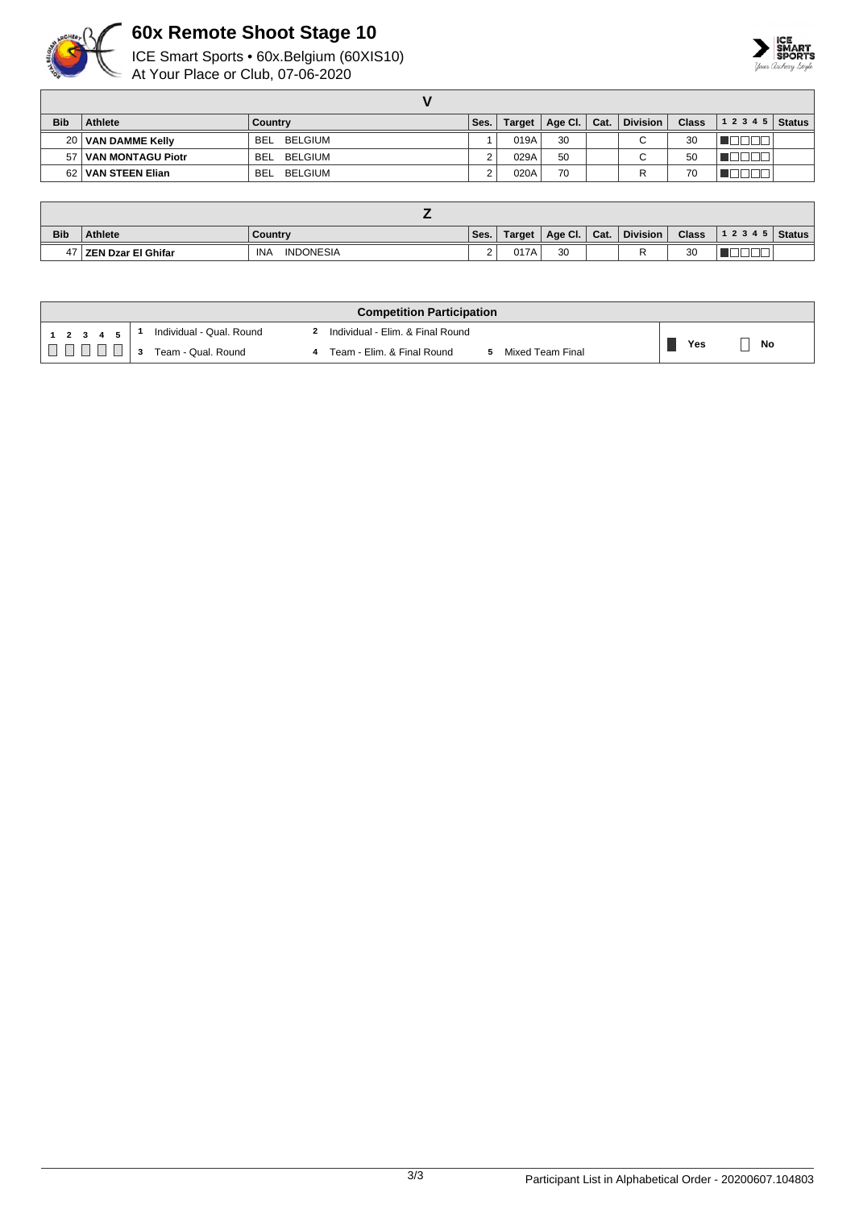# 60x Remote Shoot Stage 10

ICE Smart Sports • 60x.Belgium (60XIS10)
At Your Place or Club, 07-06-2020

| V | | | | | | | | | | |
|---|---|---|---|---|---|---|---|---|---|---|
| **Bib** | **Athlete** | **Country** | **Ses.** | **Target** | **Age Cl.** | **Cat.** | **Division** | **Class** | **1 2 3 4 5** | **Status** |
| 20 | **VAN DAMME Kelly** | BEL BELGIUM | 1 | 019A | 30 | | C | 30 | ■□□□□ | |
| 57 | **VAN MONTAGU Piotr** | BEL BELGIUM | 2 | 029A | 50 | | C | 50 | ■□□□□ | |
| 62 | **VAN STEEN Elian** | BEL BELGIUM | 2 | 020A | 70 | | R | 70 | ■□□□□ | |

| Z | | | | | | | | | | |
|---|---|---|---|---|---|---|---|---|---|---|
| **Bib** | **Athlete** | **Country** | **Ses.** | **Target** | **Age Cl.** | **Cat.** | **Division** | **Class** | **1 2 3 4 5** | **Status** |
| 47 | **ZEN Dzar El Ghifar** | INA INDONESIA | 2 | 017A | 30 | | R | 30 | ■□□□□ | |

**Competition Participation**

1 Individual - Qual. Round
2 Individual - Elim. & Final Round
3 Team - Qual. Round
4 Team - Elim. & Final Round
5 Mixed Team Final

■ Yes □ No

Participant List in Alphabetical Order - 20200607.104803